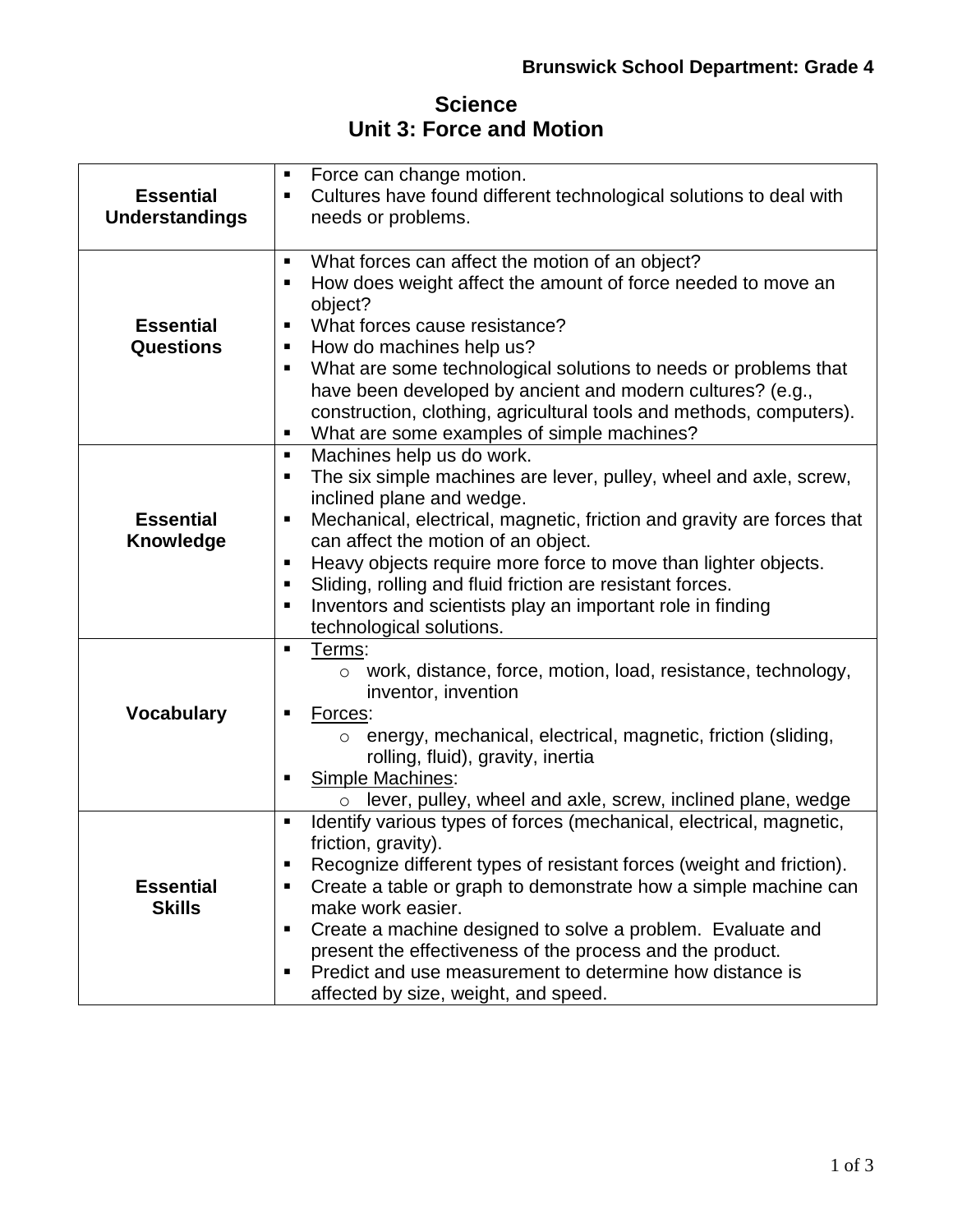**Brunswick School Department: Grade 4**

# Science
## Unit 3: Force and Motion

| | |
|---|---|
| **Essential Understandings** | ▪ Force can change motion.<br>▪ Cultures have found different technological solutions to deal with needs or problems. |
| **Essential Questions** | ▪ What forces can affect the motion of an object?<br>▪ How does weight affect the amount of force needed to move an object?<br>▪ What forces cause resistance?<br>▪ How do machines help us?<br>▪ What are some technological solutions to needs or problems that have been developed by ancient and modern cultures? (e.g., construction, clothing, agricultural tools and methods, computers).<br>▪ What are some examples of simple machines? |
| **Essential Knowledge** | ▪ Machines help us do work.<br>▪ The six simple machines are lever, pulley, wheel and axle, screw, inclined plane and wedge.<br>▪ Mechanical, electrical, magnetic, friction and gravity are forces that can affect the motion of an object.<br>▪ Heavy objects require more force to move than lighter objects.<br>▪ Sliding, rolling and fluid friction are resistant forces.<br>▪ Inventors and scientists play an important role in finding technological solutions. |
| **Vocabulary** | ▪ <u>Terms</u>:<br>&nbsp;&nbsp;&nbsp;&nbsp;○ work, distance, force, motion, load, resistance, technology, inventor, invention<br>▪ <u>Forces</u>:<br>&nbsp;&nbsp;&nbsp;&nbsp;○ energy, mechanical, electrical, magnetic, friction (sliding, rolling, fluid), gravity, inertia<br>▪ <u>Simple Machines</u>:<br>&nbsp;&nbsp;&nbsp;&nbsp;○ lever, pulley, wheel and axle, screw, inclined plane, wedge |
| **Essential Skills** | ▪ Identify various types of forces (mechanical, electrical, magnetic, friction, gravity).<br>▪ Recognize different types of resistant forces (weight and friction).<br>▪ Create a table or graph to demonstrate how a simple machine can make work easier.<br>▪ Create a machine designed to solve a problem. Evaluate and present the effectiveness of the process and the product.<br>▪ Predict and use measurement to determine how distance is affected by size, weight, and speed. |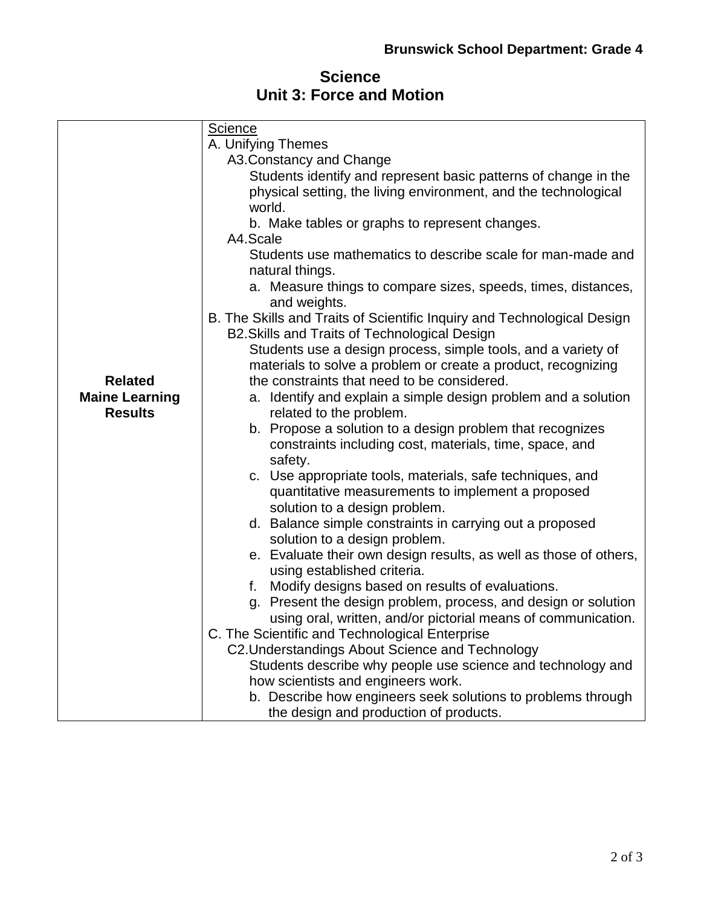# Science
## Unit 3: Force and Motion

| **Related Maine Learning Results** | Science<br>A. Unifying Themes<br>A3. Constancy and Change<br>Students identify and represent basic patterns of change in the physical setting, the living environment, and the technological world.<br>b. Make tables or graphs to represent changes.<br>A4. Scale<br>Students use mathematics to describe scale for man-made and natural things.<br>a. Measure things to compare sizes, speeds, times, distances, and weights.<br>B. The Skills and Traits of Scientific Inquiry and Technological Design<br>B2. Skills and Traits of Technological Design<br>Students use a design process, simple tools, and a variety of materials to solve a problem or create a product, recognizing the constraints that need to be considered.<br>a. Identify and explain a simple design problem and a solution related to the problem.<br>b. Propose a solution to a design problem that recognizes constraints including cost, materials, time, space, and safety.<br>c. Use appropriate tools, materials, safe techniques, and quantitative measurements to implement a proposed solution to a design problem.<br>d. Balance simple constraints in carrying out a proposed solution to a design problem.<br>e. Evaluate their own design results, as well as those of others, using established criteria.<br>f. Modify designs based on results of evaluations.<br>g. Present the design problem, process, and design or solution using oral, written, and/or pictorial means of communication.<br>C. The Scientific and Technological Enterprise<br>C2. Understandings About Science and Technology<br>Students describe why people use science and technology and how scientists and engineers work.<br>b. Describe how engineers seek solutions to problems through the design and production of products. |
|---|---|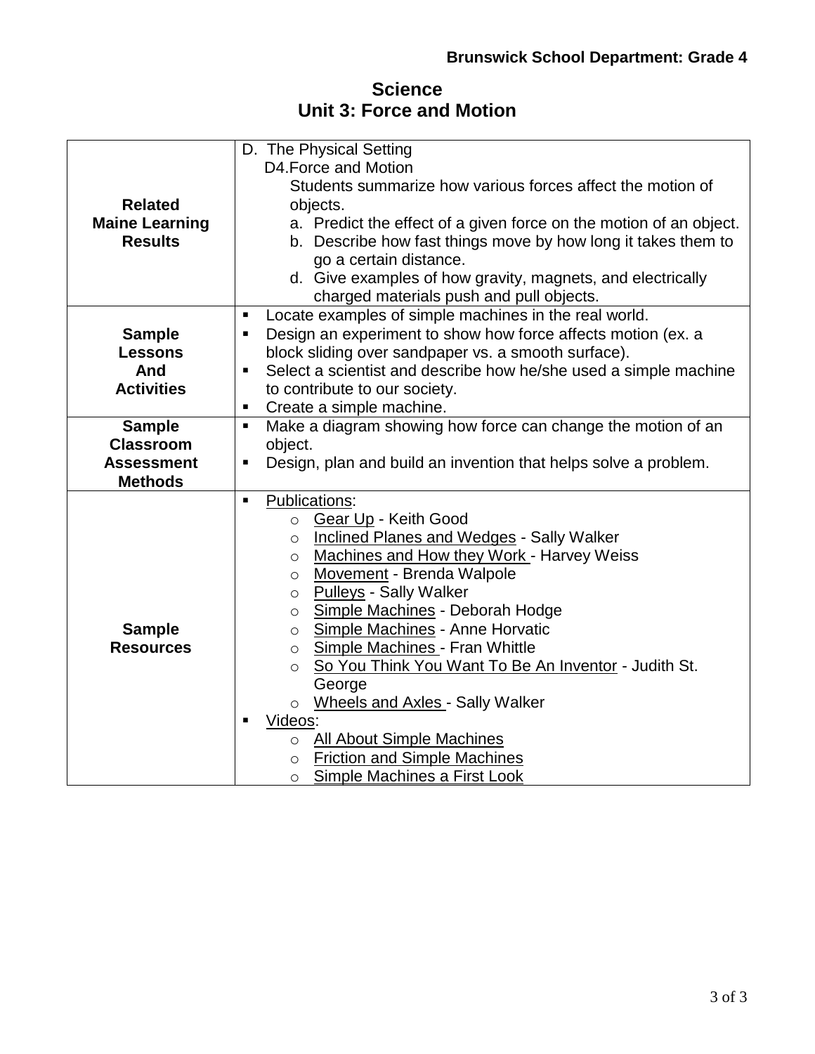# Science
## Unit 3: Force and Motion

| | |
|---|---|
| **Related Maine Learning Results** | D. The Physical Setting<br>D4.Force and Motion<br>Students summarize how various forces affect the motion of objects.<br>a. Predict the effect of a given force on the motion of an object.<br>b. Describe how fast things move by how long it takes them to go a certain distance.<br>d. Give examples of how gravity, magnets, and electrically charged materials push and pull objects. |
| **Sample Lessons And Activities** | ▪ Locate examples of simple machines in the real world.<br>▪ Design an experiment to show how force affects motion (ex. a block sliding over sandpaper vs. a smooth surface).<br>▪ Select a scientist and describe how he/she used a simple machine to contribute to our society.<br>▪ Create a simple machine. |
| **Sample Classroom Assessment Methods** | ▪ Make a diagram showing how force can change the motion of an object.<br>▪ Design, plan and build an invention that helps solve a problem. |
| **Sample Resources** | ▪ Publications:<br>○ Gear Up - Keith Good<br>○ Inclined Planes and Wedges - Sally Walker<br>○ Machines and How they Work - Harvey Weiss<br>○ Movement - Brenda Walpole<br>○ Pulleys - Sally Walker<br>○ Simple Machines - Deborah Hodge<br>○ Simple Machines - Anne Horvatic<br>○ Simple Machines - Fran Whittle<br>○ So You Think You Want To Be An Inventor - Judith St. George<br>○ Wheels and Axles - Sally Walker<br>▪ Videos:<br>○ All About Simple Machines<br>○ Friction and Simple Machines<br>○ Simple Machines a First Look |